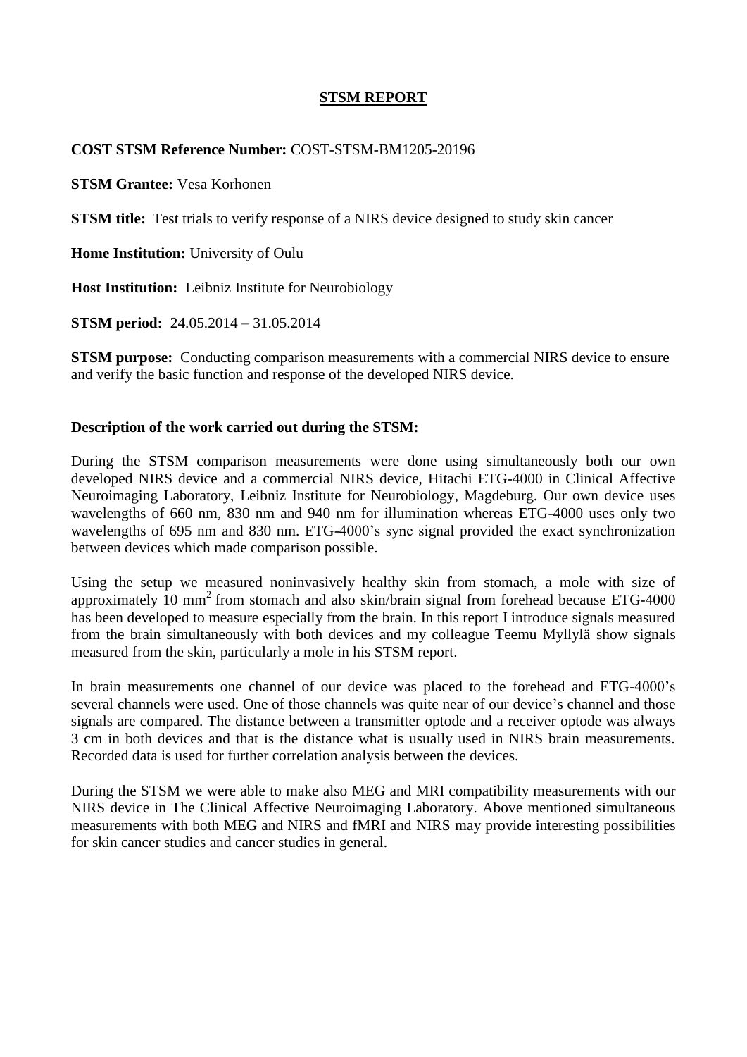# STSM REPORT

**COST STSM Reference Number:** COST-STSM-BM1205-20196

**STSM Grantee:** Vesa Korhonen

**STSM title:** Test trials to verify response of a NIRS device designed to study skin cancer

**Home Institution:** University of Oulu

**Host Institution:** Leibniz Institute for Neurobiology

**STSM period:** 24.05.2014 – 31.05.2014

**STSM purpose:** Conducting comparison measurements with a commercial NIRS device to ensure and verify the basic function and response of the developed NIRS device.

**Description of the work carried out during the STSM:**

During the STSM comparison measurements were done using simultaneously both our own developed NIRS device and a commercial NIRS device, Hitachi ETG-4000 in Clinical Affective Neuroimaging Laboratory, Leibniz Institute for Neurobiology, Magdeburg. Our own device uses wavelengths of 660 nm, 830 nm and 940 nm for illumination whereas ETG-4000 uses only two wavelengths of 695 nm and 830 nm. ETG-4000's sync signal provided the exact synchronization between devices which made comparison possible.

Using the setup we measured noninvasively healthy skin from stomach, a mole with size of approximately 10 $mm^2$ from stomach and also skin/brain signal from forehead because ETG-4000 has been developed to measure especially from the brain. In this report I introduce signals measured from the brain simultaneously with both devices and my colleague Teemu Myllylä show signals measured from the skin, particularly a mole in his STSM report.

In brain measurements one channel of our device was placed to the forehead and ETG-4000's several channels were used. One of those channels was quite near of our device's channel and those signals are compared. The distance between a transmitter optode and a receiver optode was always 3 cm in both devices and that is the distance what is usually used in NIRS brain measurements. Recorded data is used for further correlation analysis between the devices.

During the STSM we were able to make also MEG and MRI compatibility measurements with our NIRS device in The Clinical Affective Neuroimaging Laboratory. Above mentioned simultaneous measurements with both MEG and NIRS and fMRI and NIRS may provide interesting possibilities for skin cancer studies and cancer studies in general.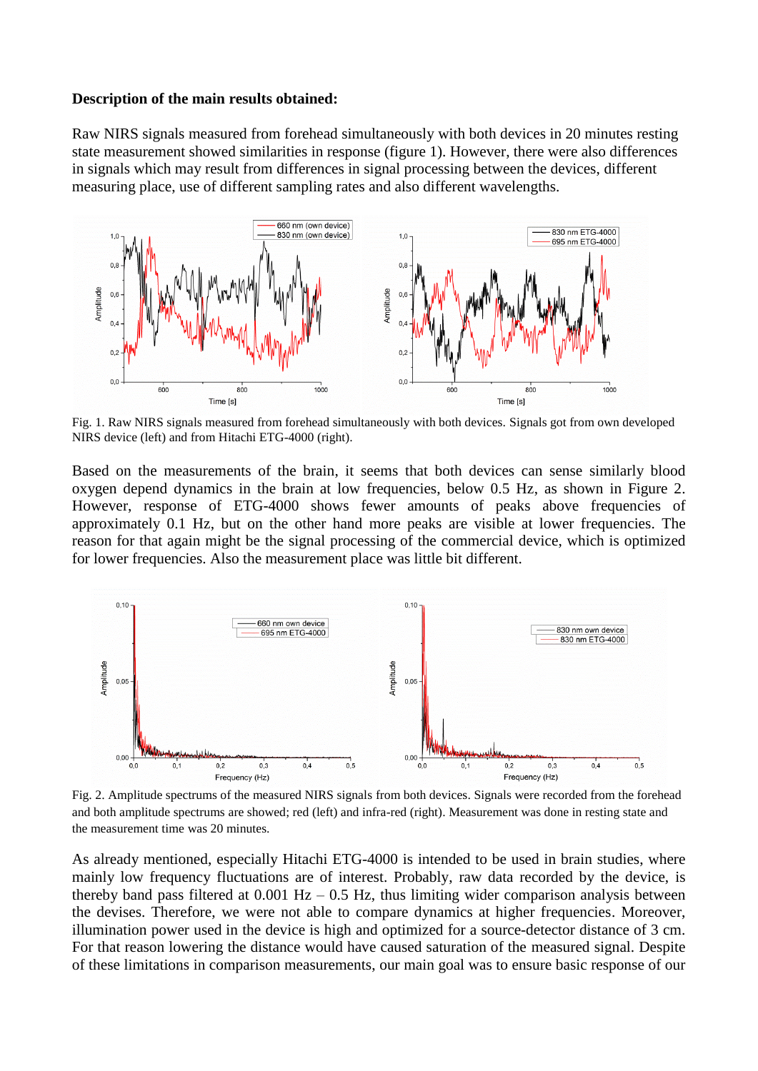**Description of the main results obtained:**

Raw NIRS signals measured from forehead simultaneously with both devices in 20 minutes resting state measurement showed similarities in response (figure 1). However, there were also differences in signals which may result from differences in signal processing between the devices, different measuring place, use of different sampling rates and also different wavelengths.

Fig. 1. Raw NIRS signals measured from forehead simultaneously with both devices. Signals got from own developed NIRS device (left) and from Hitachi ETG-4000 (right).

Based on the measurements of the brain, it seems that both devices can sense similarly blood oxygen depend dynamics in the brain at low frequencies, below 0.5 Hz, as shown in Figure 2. However, response of ETG-4000 shows fewer amounts of peaks above frequencies of approximately 0.1 Hz, but on the other hand more peaks are visible at lower frequencies. The reason for that again might be the signal processing of the commercial device, which is optimized for lower frequencies. Also the measurement place was little bit different.

Fig. 2. Amplitude spectrums of the measured NIRS signals from both devices. Signals were recorded from the forehead and both amplitude spectrums are showed; red (left) and infra-red (right). Measurement was done in resting state and the measurement time was 20 minutes.

As already mentioned, especially Hitachi ETG-4000 is intended to be used in brain studies, where mainly low frequency fluctuations are of interest. Probably, raw data recorded by the device, is thereby band pass filtered at 0.001 Hz – 0.5 Hz, thus limiting wider comparison analysis between the devises. Therefore, we were not able to compare dynamics at higher frequencies. Moreover, illumination power used in the device is high and optimized for a source-detector distance of 3 cm. For that reason lowering the distance would have caused saturation of the measured signal. Despite of these limitations in comparison measurements, our main goal was to ensure basic response of our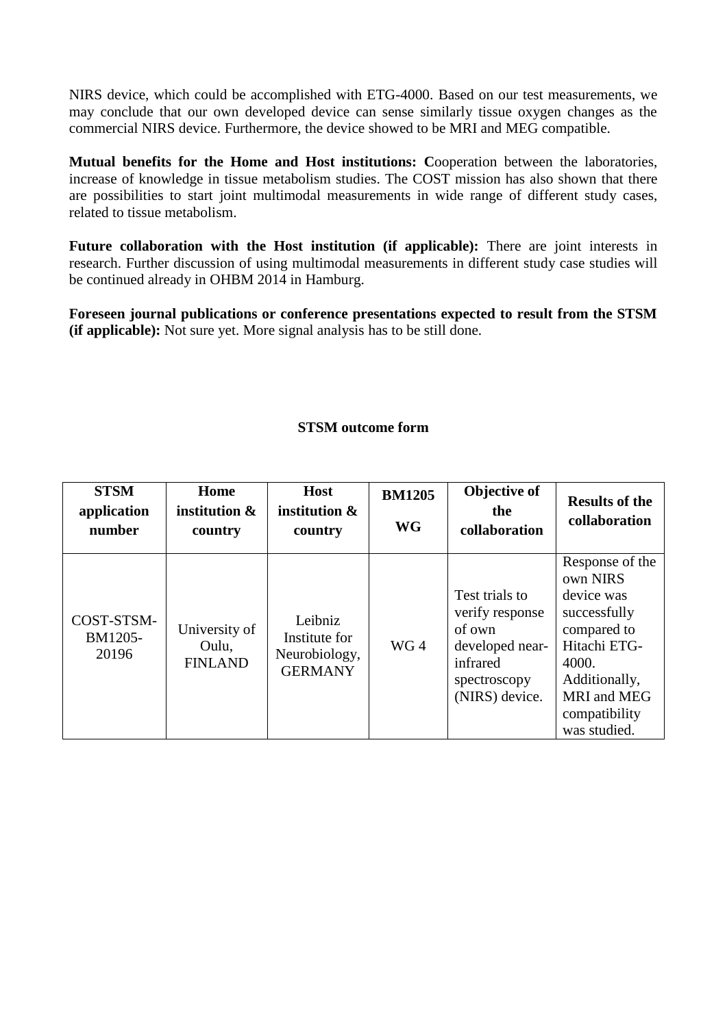NIRS device, which could be accomplished with ETG-4000. Based on our test measurements, we may conclude that our own developed device can sense similarly tissue oxygen changes as the commercial NIRS device. Furthermore, the device showed to be MRI and MEG compatible.

**Mutual benefits for the Home and Host institutions: C**ooperation between the laboratories, increase of knowledge in tissue metabolism studies. The COST mission has also shown that there are possibilities to start joint multimodal measurements in wide range of different study cases, related to tissue metabolism.

**Future collaboration with the Host institution (if applicable):** There are joint interests in research. Further discussion of using multimodal measurements in different study case studies will be continued already in OHBM 2014 in Hamburg.

**Foreseen journal publications or conference presentations expected to result from the STSM (if applicable):** Not sure yet. More signal analysis has to be still done.

**STSM outcome form**

| **STSM application number** | **Home institution & country** | **Host institution & country** | **BM1205 WG** | **Objective of the collaboration** | **Results of the collaboration** |
|---|---|---|---|---|---|
| COST-STSM-BM1205-20196 | University of Oulu, FINLAND | Leibniz Institute for Neurobiology, GERMANY | WG 4 | Test trials to verify response of own developed near-infrared spectroscopy (NIRS) device. | Response of the own NIRS device was successfully compared to Hitachi ETG-4000. Additionally, MRI and MEG compatibility was studied. |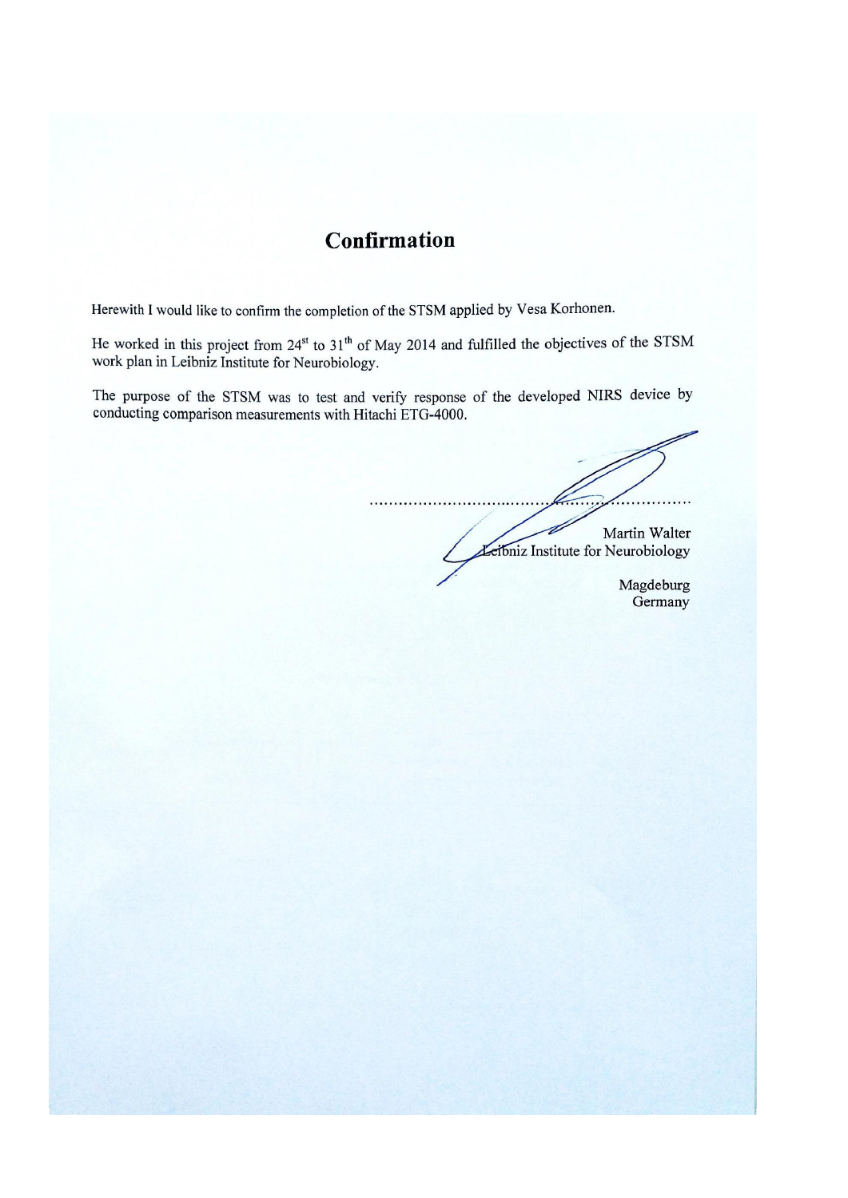# Confirmation

Herewith I would like to confirm the completion of the STSM applied by Vesa Korhonen.

He worked in this project from 24st to 31th of May 2014 and fulfilled the objectives of the STSM work plan in Leibniz Institute for Neurobiology.

The purpose of the STSM was to test and verify response of the developed NIRS device by conducting comparison measurements with Hitachi ETG-4000.

..................................................................

Martin Walter
Leibniz Institute for Neurobiology

Magdeburg
Germany